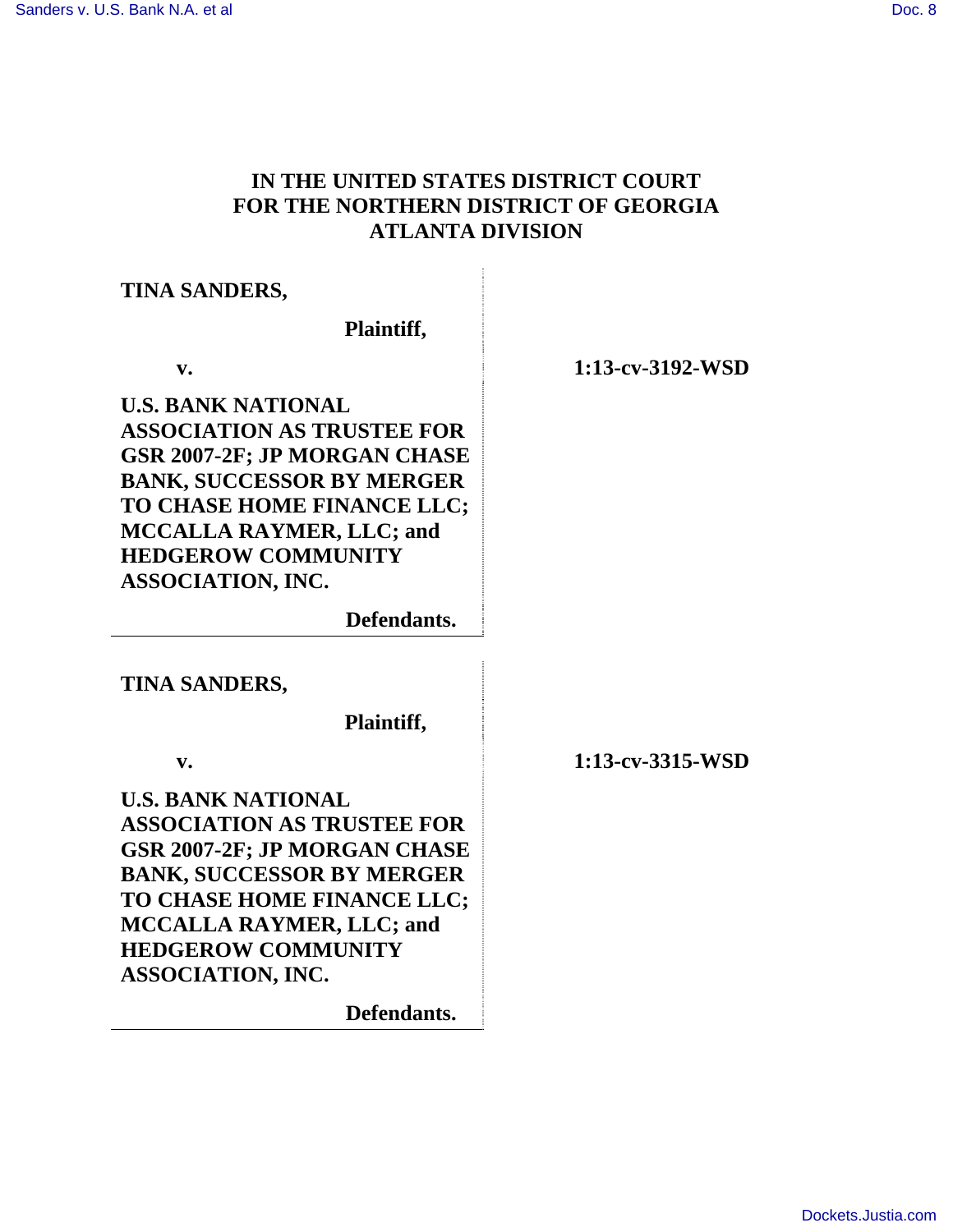# IN THE UNITED STATES DISTRICT COURT
# FOR THE NORTHERN DISTRICT OF GEORGIA
# ATLANTA DIVISION

**TINA SANDERS,**

**Plaintiff,**

**v.**

**U.S. BANK NATIONAL ASSOCIATION AS TRUSTEE FOR GSR 2007-2F; JP MORGAN CHASE BANK, SUCCESSOR BY MERGER TO CHASE HOME FINANCE LLC; MCCALLA RAYMER, LLC; and HEDGEROW COMMUNITY ASSOCIATION, INC.**

**Defendants.**

**1:13-cv-3192-WSD**

---

**TINA SANDERS,**

**Plaintiff,**

**v.**

**U.S. BANK NATIONAL ASSOCIATION AS TRUSTEE FOR GSR 2007-2F; JP MORGAN CHASE BANK, SUCCESSOR BY MERGER TO CHASE HOME FINANCE LLC; MCCALLA RAYMER, LLC; and HEDGEROW COMMUNITY ASSOCIATION, INC.**

**Defendants.**

**1:13-cv-3315-WSD**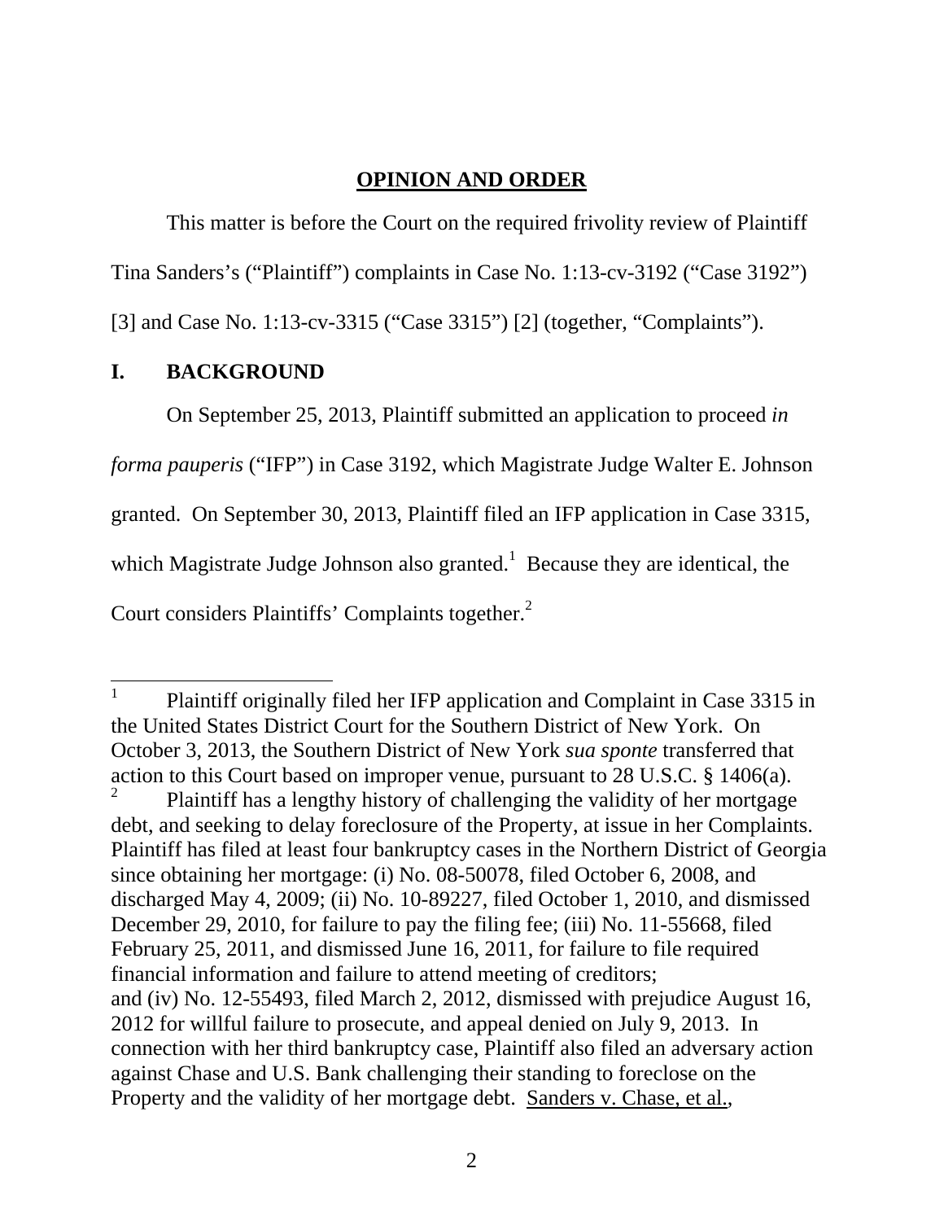## OPINION AND ORDER

This matter is before the Court on the required frivolity review of Plaintiff Tina Sanders's ("Plaintiff") complaints in Case No. 1:13-cv-3192 ("Case 3192") [3] and Case No. 1:13-cv-3315 ("Case 3315") [2] (together, "Complaints").

## I. BACKGROUND

On September 25, 2013, Plaintiff submitted an application to proceed *in forma pauperis* ("IFP") in Case 3192, which Magistrate Judge Walter E. Johnson granted. On September 30, 2013, Plaintiff filed an IFP application in Case 3315, which Magistrate Judge Johnson also granted.[1] Because they are identical, the Court considers Plaintiffs' Complaints together.[2]

---

[1] Plaintiff originally filed her IFP application and Complaint in Case 3315 in the United States District Court for the Southern District of New York. On October 3, 2013, the Southern District of New York *sua sponte* transferred that action to this Court based on improper venue, pursuant to 28 U.S.C. § 1406(a).

[2] Plaintiff has a lengthy history of challenging the validity of her mortgage debt, and seeking to delay foreclosure of the Property, at issue in her Complaints. Plaintiff has filed at least four bankruptcy cases in the Northern District of Georgia since obtaining her mortgage: (i) No. 08-50078, filed October 6, 2008, and discharged May 4, 2009; (ii) No. 10-89227, filed October 1, 2010, and dismissed December 29, 2010, for failure to pay the filing fee; (iii) No. 11-55668, filed February 25, 2011, and dismissed June 16, 2011, for failure to file required financial information and failure to attend meeting of creditors; and (iv) No. 12-55493, filed March 2, 2012, dismissed with prejudice August 16, 2012 for willful failure to prosecute, and appeal denied on July 9, 2013. In connection with her third bankruptcy case, Plaintiff also filed an adversary action against Chase and U.S. Bank challenging their standing to foreclose on the Property and the validity of her mortgage debt. Sanders v. Chase, et al.,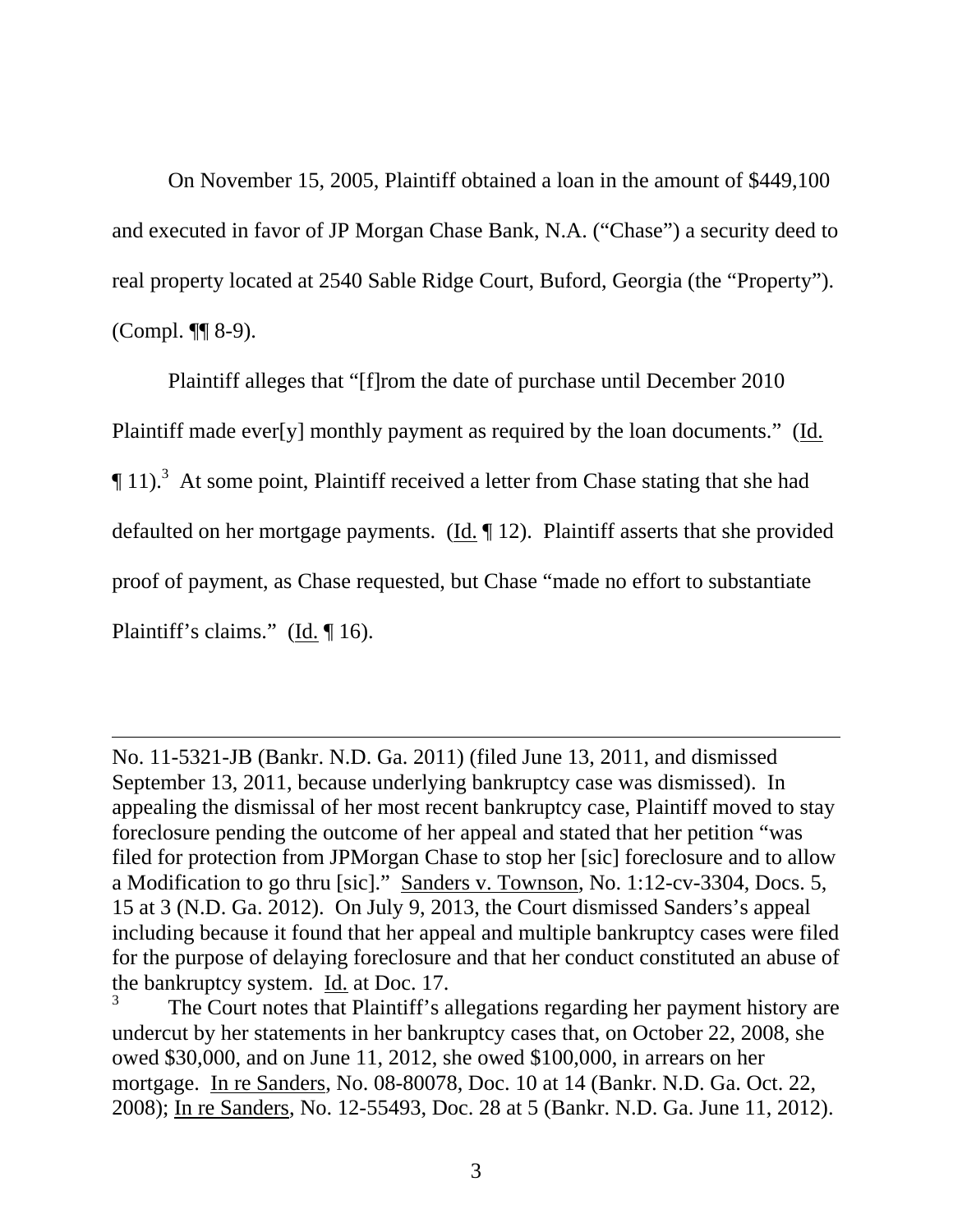On November 15, 2005, Plaintiff obtained a loan in the amount of $449,100 and executed in favor of JP Morgan Chase Bank, N.A. ("Chase") a security deed to real property located at 2540 Sable Ridge Court, Buford, Georgia (the "Property"). (Compl. ¶¶ 8-9).

Plaintiff alleges that "[f]rom the date of purchase until December 2010 Plaintiff made ever[y] monthly payment as required by the loan documents." (Id. ¶ 11).[3] At some point, Plaintiff received a letter from Chase stating that she had defaulted on her mortgage payments. (Id. ¶ 12). Plaintiff asserts that she provided proof of payment, as Chase requested, but Chase "made no effort to substantiate Plaintiff's claims." (Id. ¶ 16).

---

No. 11-5321-JB (Bankr. N.D. Ga. 2011) (filed June 13, 2011, and dismissed September 13, 2011, because underlying bankruptcy case was dismissed). In appealing the dismissal of her most recent bankruptcy case, Plaintiff moved to stay foreclosure pending the outcome of her appeal and stated that her petition "was filed for protection from JPMorgan Chase to stop her [sic] foreclosure and to allow a Modification to go thru [sic]." Sanders v. Townson, No. 1:12-cv-3304, Docs. 5, 15 at 3 (N.D. Ga. 2012). On July 9, 2013, the Court dismissed Sanders's appeal including because it found that her appeal and multiple bankruptcy cases were filed for the purpose of delaying foreclosure and that her conduct constituted an abuse of the bankruptcy system. Id. at Doc. 17.

[3] The Court notes that Plaintiff's allegations regarding her payment history are undercut by her statements in her bankruptcy cases that, on October 22, 2008, she owed $30,000, and on June 11, 2012, she owed $100,000, in arrears on her mortgage. In re Sanders, No. 08-80078, Doc. 10 at 14 (Bankr. N.D. Ga. Oct. 22, 2008); In re Sanders, No. 12-55493, Doc. 28 at 5 (Bankr. N.D. Ga. June 11, 2012).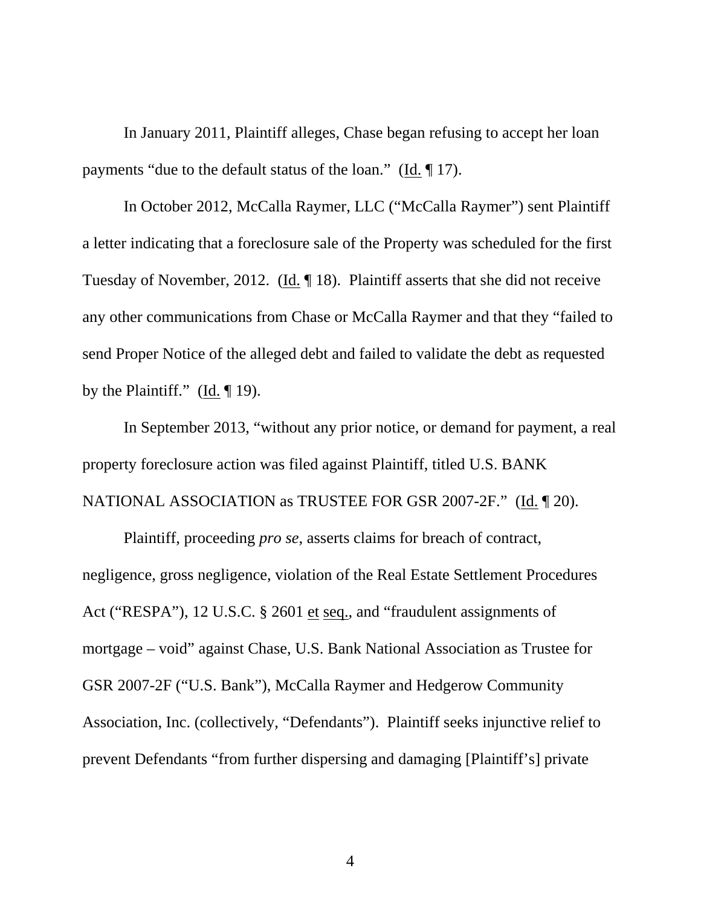In January 2011, Plaintiff alleges, Chase began refusing to accept her loan payments "due to the default status of the loan." (Id. ¶ 17).

In October 2012, McCalla Raymer, LLC ("McCalla Raymer") sent Plaintiff a letter indicating that a foreclosure sale of the Property was scheduled for the first Tuesday of November, 2012. (Id. ¶ 18). Plaintiff asserts that she did not receive any other communications from Chase or McCalla Raymer and that they "failed to send Proper Notice of the alleged debt and failed to validate the debt as requested by the Plaintiff." (Id. ¶ 19).

In September 2013, "without any prior notice, or demand for payment, a real property foreclosure action was filed against Plaintiff, titled U.S. BANK NATIONAL ASSOCIATION as TRUSTEE FOR GSR 2007-2F." (Id. ¶ 20).

Plaintiff, proceeding *pro se*, asserts claims for breach of contract, negligence, gross negligence, violation of the Real Estate Settlement Procedures Act ("RESPA"), 12 U.S.C. § 2601 et seq., and "fraudulent assignments of mortgage – void" against Chase, U.S. Bank National Association as Trustee for GSR 2007-2F ("U.S. Bank"), McCalla Raymer and Hedgerow Community Association, Inc. (collectively, "Defendants"). Plaintiff seeks injunctive relief to prevent Defendants "from further dispersing and damaging [Plaintiff's] private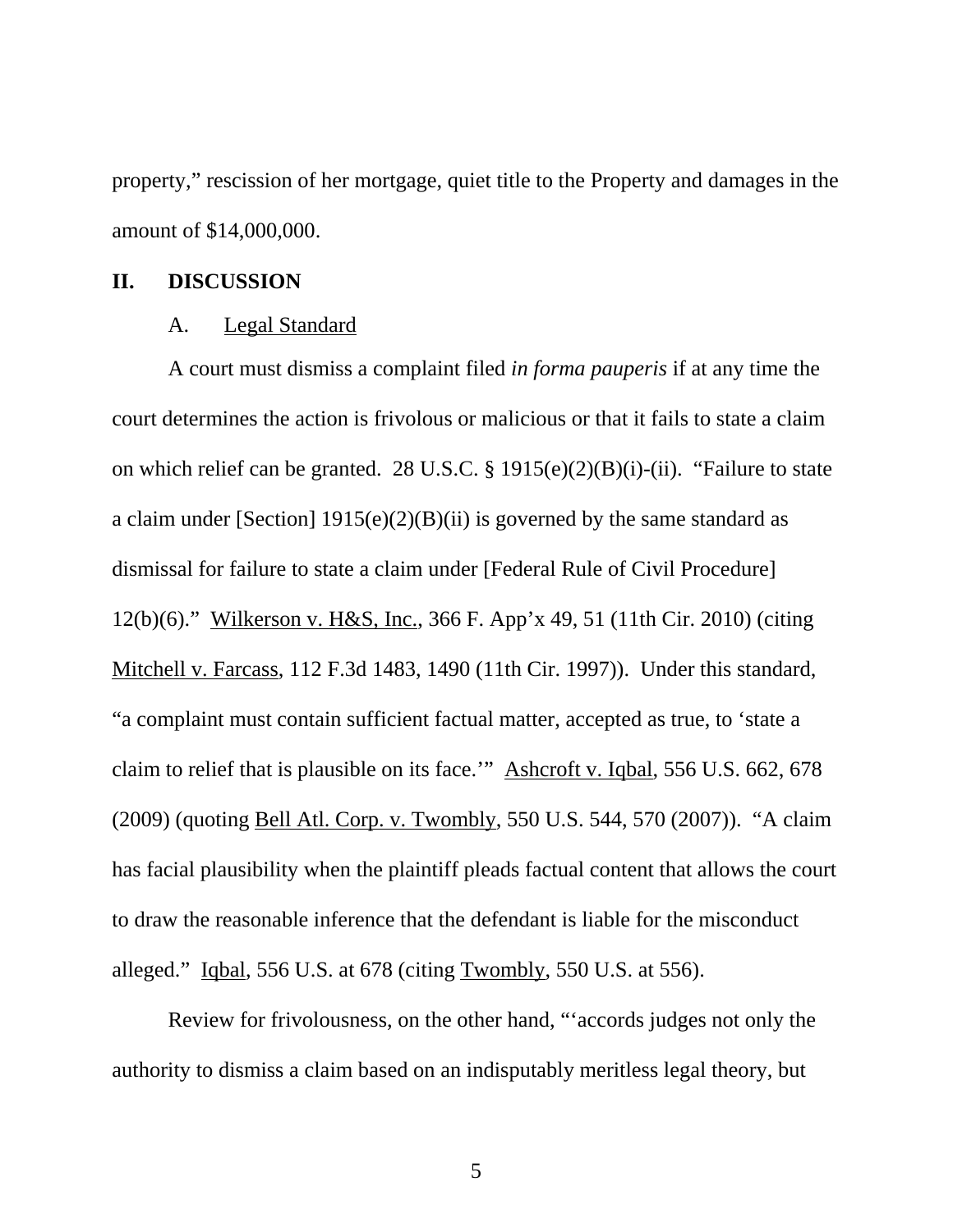property," rescission of her mortgage, quiet title to the Property and damages in the amount of $14,000,000.

## II. DISCUSSION

### A. Legal Standard

A court must dismiss a complaint filed *in forma pauperis* if at any time the court determines the action is frivolous or malicious or that it fails to state a claim on which relief can be granted. 28 U.S.C. § 1915(e)(2)(B)(i)-(ii). "Failure to state a claim under [Section] 1915(e)(2)(B)(ii) is governed by the same standard as dismissal for failure to state a claim under [Federal Rule of Civil Procedure] 12(b)(6)." Wilkerson v. H&S, Inc., 366 F. App'x 49, 51 (11th Cir. 2010) (citing Mitchell v. Farcass, 112 F.3d 1483, 1490 (11th Cir. 1997)). Under this standard, "a complaint must contain sufficient factual matter, accepted as true, to 'state a claim to relief that is plausible on its face.'" Ashcroft v. Iqbal, 556 U.S. 662, 678 (2009) (quoting Bell Atl. Corp. v. Twombly, 550 U.S. 544, 570 (2007)). "A claim has facial plausibility when the plaintiff pleads factual content that allows the court to draw the reasonable inference that the defendant is liable for the misconduct alleged." Iqbal, 556 U.S. at 678 (citing Twombly, 550 U.S. at 556).

Review for frivolousness, on the other hand, "'accords judges not only the authority to dismiss a claim based on an indisputably meritless legal theory, but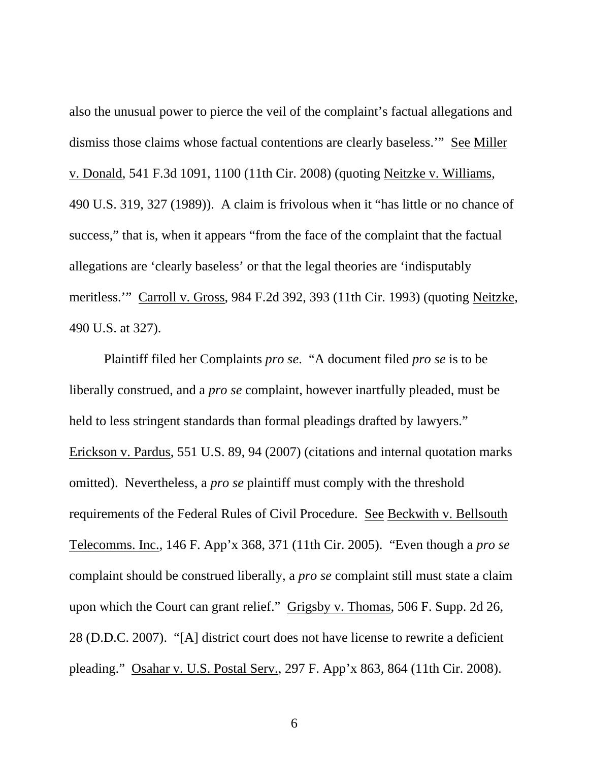also the unusual power to pierce the veil of the complaint's factual allegations and dismiss those claims whose factual contentions are clearly baseless.'" See Miller v. Donald, 541 F.3d 1091, 1100 (11th Cir. 2008) (quoting Neitzke v. Williams, 490 U.S. 319, 327 (1989)). A claim is frivolous when it "has little or no chance of success," that is, when it appears "from the face of the complaint that the factual allegations are 'clearly baseless' or that the legal theories are 'indisputably meritless.'" Carroll v. Gross, 984 F.2d 392, 393 (11th Cir. 1993) (quoting Neitzke, 490 U.S. at 327).

Plaintiff filed her Complaints *pro se*. "A document filed *pro se* is to be liberally construed, and a *pro se* complaint, however inartfully pleaded, must be held to less stringent standards than formal pleadings drafted by lawyers." Erickson v. Pardus, 551 U.S. 89, 94 (2007) (citations and internal quotation marks omitted). Nevertheless, a *pro se* plaintiff must comply with the threshold requirements of the Federal Rules of Civil Procedure. See Beckwith v. Bellsouth Telecomms. Inc., 146 F. App'x 368, 371 (11th Cir. 2005). "Even though a *pro se* complaint should be construed liberally, a *pro se* complaint still must state a claim upon which the Court can grant relief." Grigsby v. Thomas, 506 F. Supp. 2d 26, 28 (D.D.C. 2007). "[A] district court does not have license to rewrite a deficient pleading." Osahar v. U.S. Postal Serv., 297 F. App'x 863, 864 (11th Cir. 2008).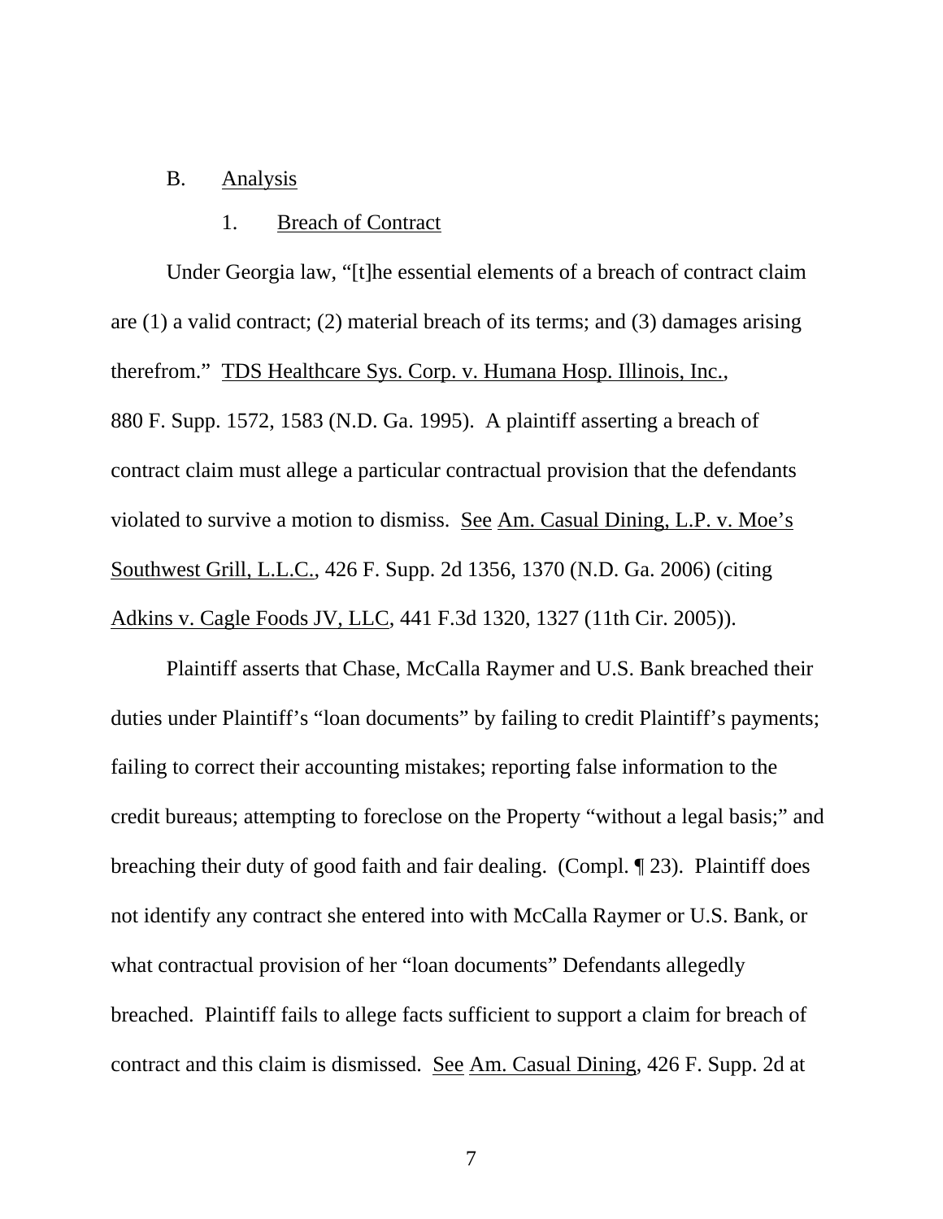B. Analysis

1. Breach of Contract

Under Georgia law, "[t]he essential elements of a breach of contract claim are (1) a valid contract; (2) material breach of its terms; and (3) damages arising therefrom." TDS Healthcare Sys. Corp. v. Humana Hosp. Illinois, Inc., 880 F. Supp. 1572, 1583 (N.D. Ga. 1995). A plaintiff asserting a breach of contract claim must allege a particular contractual provision that the defendants violated to survive a motion to dismiss. See Am. Casual Dining, L.P. v. Moe's Southwest Grill, L.L.C., 426 F. Supp. 2d 1356, 1370 (N.D. Ga. 2006) (citing Adkins v. Cagle Foods JV, LLC, 441 F.3d 1320, 1327 (11th Cir. 2005)).

Plaintiff asserts that Chase, McCalla Raymer and U.S. Bank breached their duties under Plaintiff's "loan documents" by failing to credit Plaintiff's payments; failing to correct their accounting mistakes; reporting false information to the credit bureaus; attempting to foreclose on the Property "without a legal basis;" and breaching their duty of good faith and fair dealing. (Compl. ¶ 23). Plaintiff does not identify any contract she entered into with McCalla Raymer or U.S. Bank, or what contractual provision of her "loan documents" Defendants allegedly breached. Plaintiff fails to allege facts sufficient to support a claim for breach of contract and this claim is dismissed. See Am. Casual Dining, 426 F. Supp. 2d at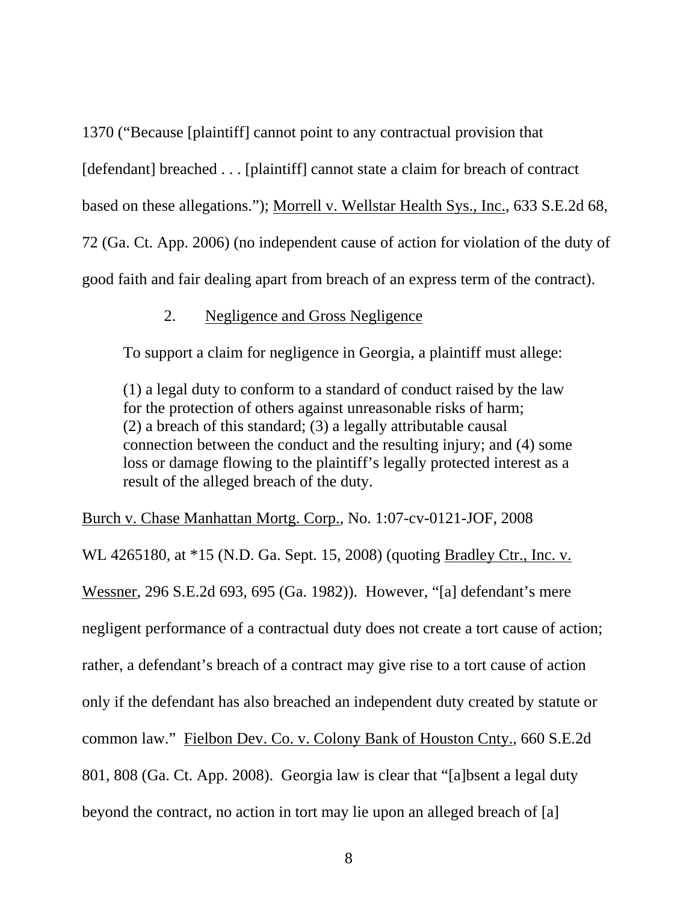1370 ("Because [plaintiff] cannot point to any contractual provision that [defendant] breached . . . [plaintiff] cannot state a claim for breach of contract based on these allegations."); Morrell v. Wellstar Health Sys., Inc., 633 S.E.2d 68, 72 (Ga. Ct. App. 2006) (no independent cause of action for violation of the duty of good faith and fair dealing apart from breach of an express term of the contract).

2. Negligence and Gross Negligence

To support a claim for negligence in Georgia, a plaintiff must allege:

> (1) a legal duty to conform to a standard of conduct raised by the law for the protection of others against unreasonable risks of harm; (2) a breach of this standard; (3) a legally attributable causal connection between the conduct and the resulting injury; and (4) some loss or damage flowing to the plaintiff's legally protected interest as a result of the alleged breach of the duty.

Burch v. Chase Manhattan Mortg. Corp., No. 1:07-cv-0121-JOF, 2008 WL 4265180, at *15 (N.D. Ga. Sept. 15, 2008) (quoting Bradley Ctr., Inc. v. Wessner, 296 S.E.2d 693, 695 (Ga. 1982)). However, "[a] defendant's mere negligent performance of a contractual duty does not create a tort cause of action; rather, a defendant's breach of a contract may give rise to a tort cause of action only if the defendant has also breached an independent duty created by statute or common law." Fielbon Dev. Co. v. Colony Bank of Houston Cnty., 660 S.E.2d 801, 808 (Ga. Ct. App. 2008). Georgia law is clear that "[a]bsent a legal duty beyond the contract, no action in tort may lie upon an alleged breach of [a]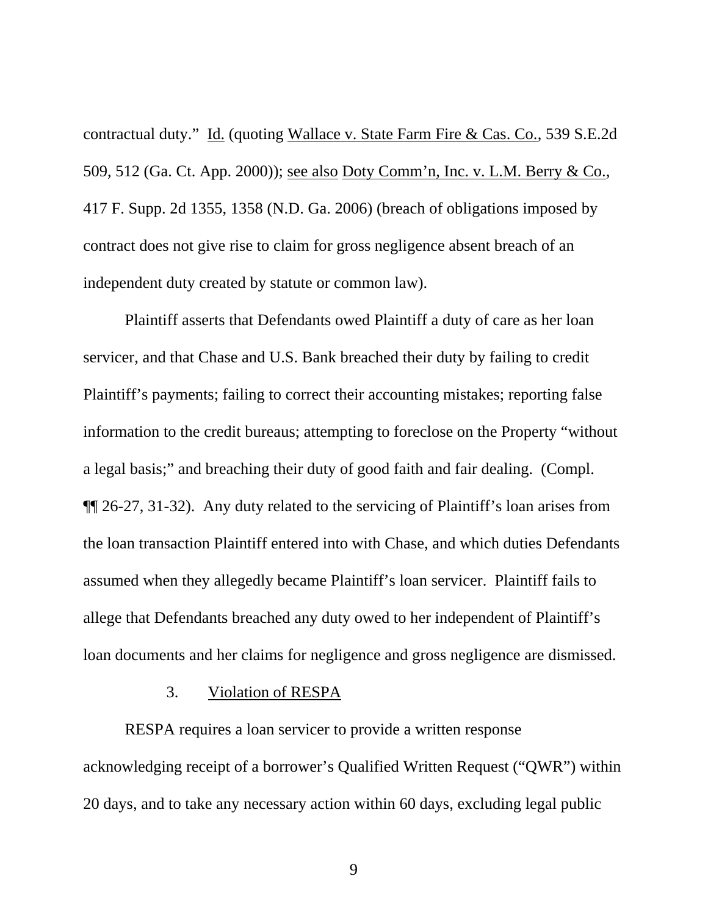contractual duty." Id. (quoting Wallace v. State Farm Fire & Cas. Co., 539 S.E.2d 509, 512 (Ga. Ct. App. 2000)); see also Doty Comm'n, Inc. v. L.M. Berry & Co., 417 F. Supp. 2d 1355, 1358 (N.D. Ga. 2006) (breach of obligations imposed by contract does not give rise to claim for gross negligence absent breach of an independent duty created by statute or common law).

Plaintiff asserts that Defendants owed Plaintiff a duty of care as her loan servicer, and that Chase and U.S. Bank breached their duty by failing to credit Plaintiff's payments; failing to correct their accounting mistakes; reporting false information to the credit bureaus; attempting to foreclose on the Property "without a legal basis;" and breaching their duty of good faith and fair dealing. (Compl. ¶¶ 26-27, 31-32). Any duty related to the servicing of Plaintiff's loan arises from the loan transaction Plaintiff entered into with Chase, and which duties Defendants assumed when they allegedly became Plaintiff's loan servicer. Plaintiff fails to allege that Defendants breached any duty owed to her independent of Plaintiff's loan documents and her claims for negligence and gross negligence are dismissed.

### 3. Violation of RESPA

RESPA requires a loan servicer to provide a written response acknowledging receipt of a borrower's Qualified Written Request ("QWR") within 20 days, and to take any necessary action within 60 days, excluding legal public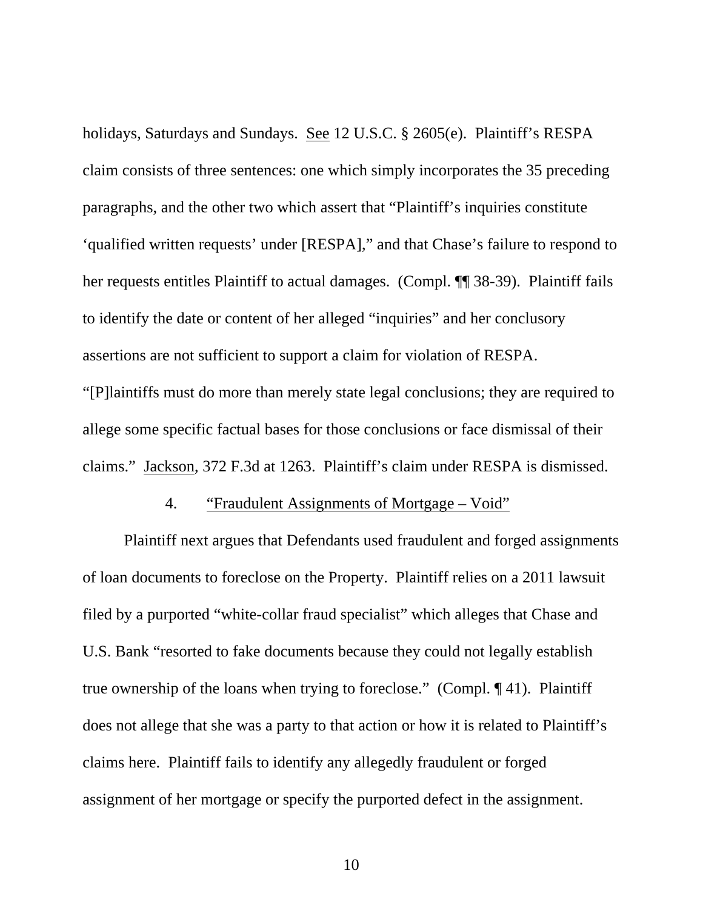holidays, Saturdays and Sundays. See 12 U.S.C. § 2605(e). Plaintiff's RESPA claim consists of three sentences: one which simply incorporates the 35 preceding paragraphs, and the other two which assert that "Plaintiff's inquiries constitute 'qualified written requests' under [RESPA]," and that Chase's failure to respond to her requests entitles Plaintiff to actual damages. (Compl. ¶¶ 38-39). Plaintiff fails to identify the date or content of her alleged "inquiries" and her conclusory assertions are not sufficient to support a claim for violation of RESPA. "[P]laintiffs must do more than merely state legal conclusions; they are required to allege some specific factual bases for those conclusions or face dismissal of their claims." Jackson, 372 F.3d at 1263. Plaintiff's claim under RESPA is dismissed.

4. "Fraudulent Assignments of Mortgage – Void"

Plaintiff next argues that Defendants used fraudulent and forged assignments of loan documents to foreclose on the Property. Plaintiff relies on a 2011 lawsuit filed by a purported "white-collar fraud specialist" which alleges that Chase and U.S. Bank "resorted to fake documents because they could not legally establish true ownership of the loans when trying to foreclose." (Compl. ¶ 41). Plaintiff does not allege that she was a party to that action or how it is related to Plaintiff's claims here. Plaintiff fails to identify any allegedly fraudulent or forged assignment of her mortgage or specify the purported defect in the assignment.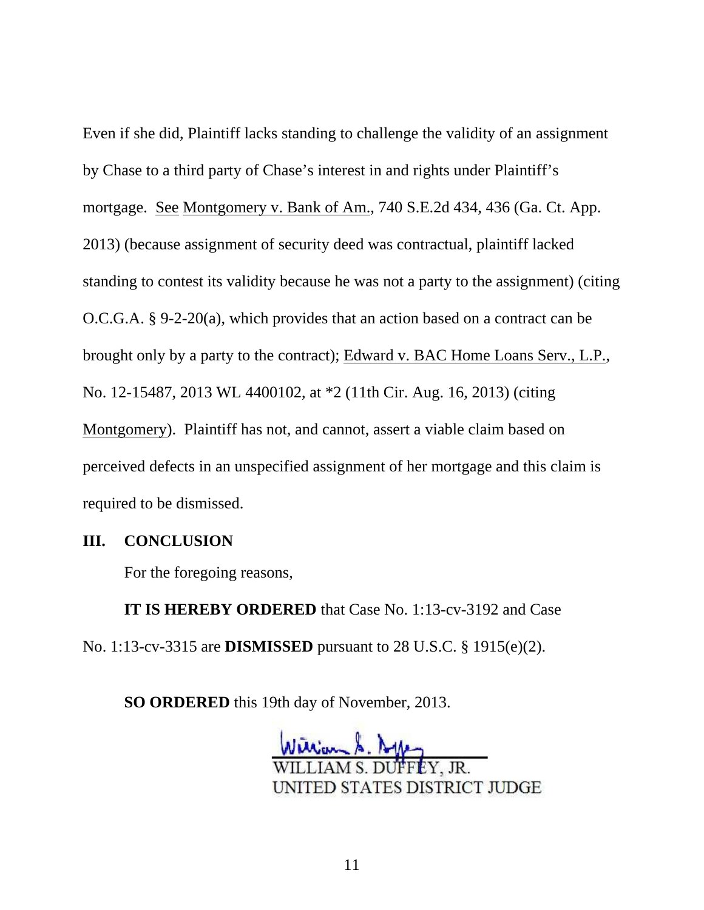Even if she did, Plaintiff lacks standing to challenge the validity of an assignment by Chase to a third party of Chase's interest in and rights under Plaintiff's mortgage. See Montgomery v. Bank of Am., 740 S.E.2d 434, 436 (Ga. Ct. App. 2013) (because assignment of security deed was contractual, plaintiff lacked standing to contest its validity because he was not a party to the assignment) (citing O.C.G.A. § 9-2-20(a), which provides that an action based on a contract can be brought only by a party to the contract); Edward v. BAC Home Loans Serv., L.P., No. 12-15487, 2013 WL 4400102, at *2 (11th Cir. Aug. 16, 2013) (citing Montgomery). Plaintiff has not, and cannot, assert a viable claim based on perceived defects in an unspecified assignment of her mortgage and this claim is required to be dismissed.

## III. CONCLUSION

For the foregoing reasons,

**IT IS HEREBY ORDERED** that Case No. 1:13-cv-3192 and Case No. 1:13-cv-3315 are **DISMISSED** pursuant to 28 U.S.C. § 1915(e)(2).

**SO ORDERED** this 19th day of November, 2013.

WILLIAM S. DUFFEY, JR.
UNITED STATES DISTRICT JUDGE